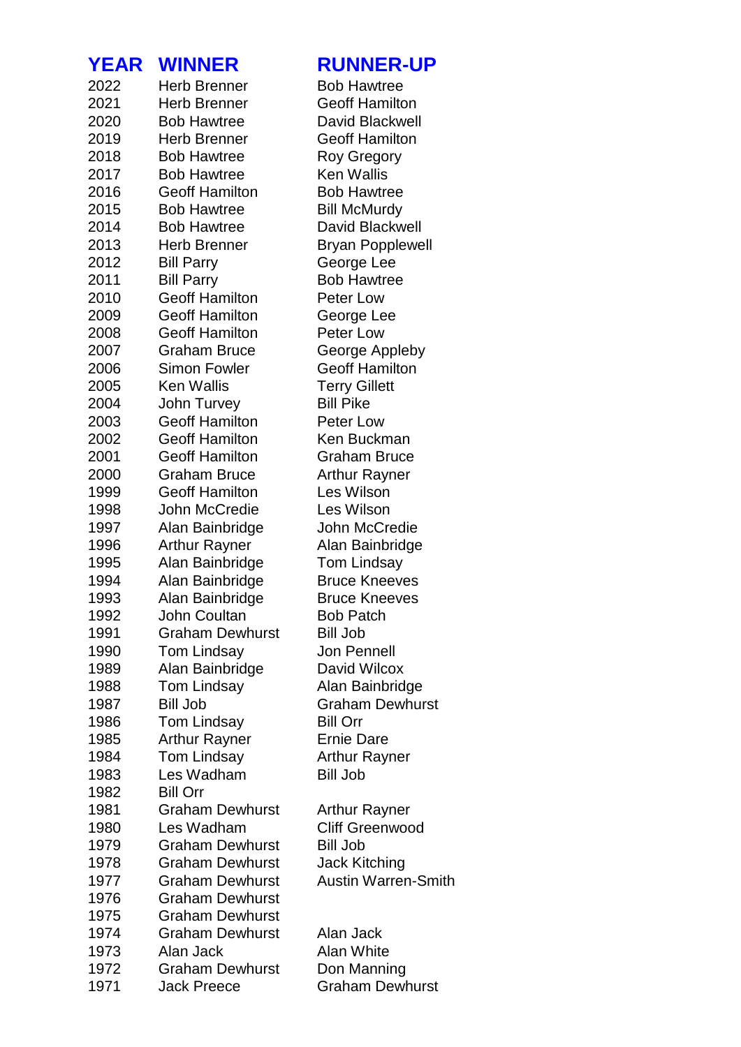| YEAR | WINNER | RUNNER-UP |
|---|---|---|
| 2022 | Herb Brenner | Bob Hawtree |
| 2021 | Herb Brenner | Geoff Hamilton |
| 2020 | Bob Hawtree | David Blackwell |
| 2019 | Herb Brenner | Geoff Hamilton |
| 2018 | Bob Hawtree | Roy Gregory |
| 2017 | Bob Hawtree | Ken Wallis |
| 2016 | Geoff Hamilton | Bob Hawtree |
| 2015 | Bob Hawtree | Bill McMurdy |
| 2014 | Bob Hawtree | David Blackwell |
| 2013 | Herb Brenner | Bryan Popplewell |
| 2012 | Bill Parry | George Lee |
| 2011 | Bill Parry | Bob Hawtree |
| 2010 | Geoff Hamilton | Peter Low |
| 2009 | Geoff Hamilton | George Lee |
| 2008 | Geoff Hamilton | Peter Low |
| 2007 | Graham Bruce | George Appleby |
| 2006 | Simon Fowler | Geoff Hamilton |
| 2005 | Ken Wallis | Terry Gillett |
| 2004 | John Turvey | Bill Pike |
| 2003 | Geoff Hamilton | Peter Low |
| 2002 | Geoff Hamilton | Ken Buckman |
| 2001 | Geoff Hamilton | Graham Bruce |
| 2000 | Graham Bruce | Arthur Rayner |
| 1999 | Geoff Hamilton | Les Wilson |
| 1998 | John McCredie | Les Wilson |
| 1997 | Alan Bainbridge | John McCredie |
| 1996 | Arthur Rayner | Alan Bainbridge |
| 1995 | Alan Bainbridge | Tom Lindsay |
| 1994 | Alan Bainbridge | Bruce Kneeves |
| 1993 | Alan Bainbridge | Bruce Kneeves |
| 1992 | John Coultan | Bob Patch |
| 1991 | Graham Dewhurst | Bill Job |
| 1990 | Tom Lindsay | Jon Pennell |
| 1989 | Alan Bainbridge | David Wilcox |
| 1988 | Tom Lindsay | Alan Bainbridge |
| 1987 | Bill Job | Graham Dewhurst |
| 1986 | Tom Lindsay | Bill Orr |
| 1985 | Arthur Rayner | Ernie Dare |
| 1984 | Tom Lindsay | Arthur Rayner |
| 1983 | Les Wadham | Bill Job |
| 1982 | Bill Orr | |
| 1981 | Graham Dewhurst | Arthur Rayner |
| 1980 | Les Wadham | Cliff Greenwood |
| 1979 | Graham Dewhurst | Bill Job |
| 1978 | Graham Dewhurst | Jack Kitching |
| 1977 | Graham Dewhurst | Austin Warren-Smith |
| 1976 | Graham Dewhurst | |
| 1975 | Graham Dewhurst | |
| 1974 | Graham Dewhurst | Alan Jack |
| 1973 | Alan Jack | Alan White |
| 1972 | Graham Dewhurst | Don Manning |
| 1971 | Jack Preece | Graham Dewhurst |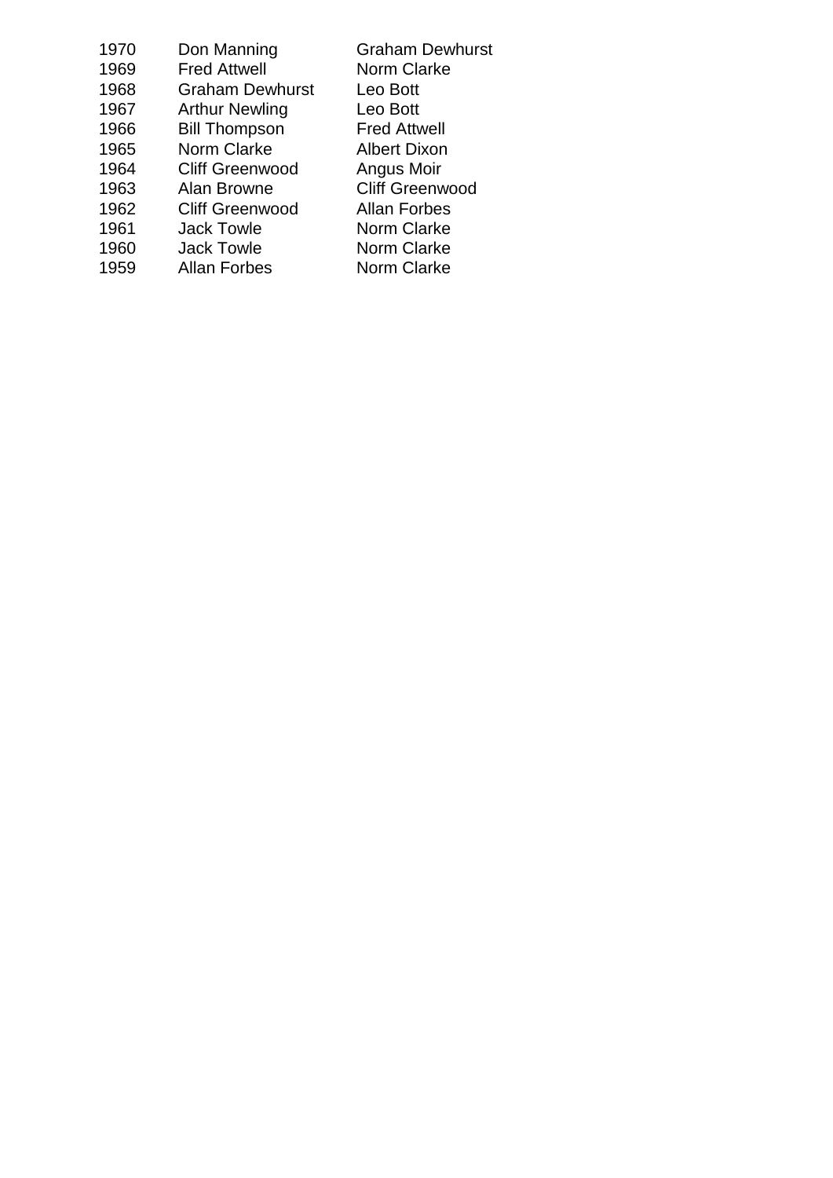| | | |
|---|---|---|
| 1970 | Don Manning | Graham Dewhurst |
| 1969 | Fred Attwell | Norm Clarke |
| 1968 | Graham Dewhurst | Leo Bott |
| 1967 | Arthur Newling | Leo Bott |
| 1966 | Bill Thompson | Fred Attwell |
| 1965 | Norm Clarke | Albert Dixon |
| 1964 | Cliff Greenwood | Angus Moir |
| 1963 | Alan Browne | Cliff Greenwood |
| 1962 | Cliff Greenwood | Allan Forbes |
| 1961 | Jack Towle | Norm Clarke |
| 1960 | Jack Towle | Norm Clarke |
| 1959 | Allan Forbes | Norm Clarke |